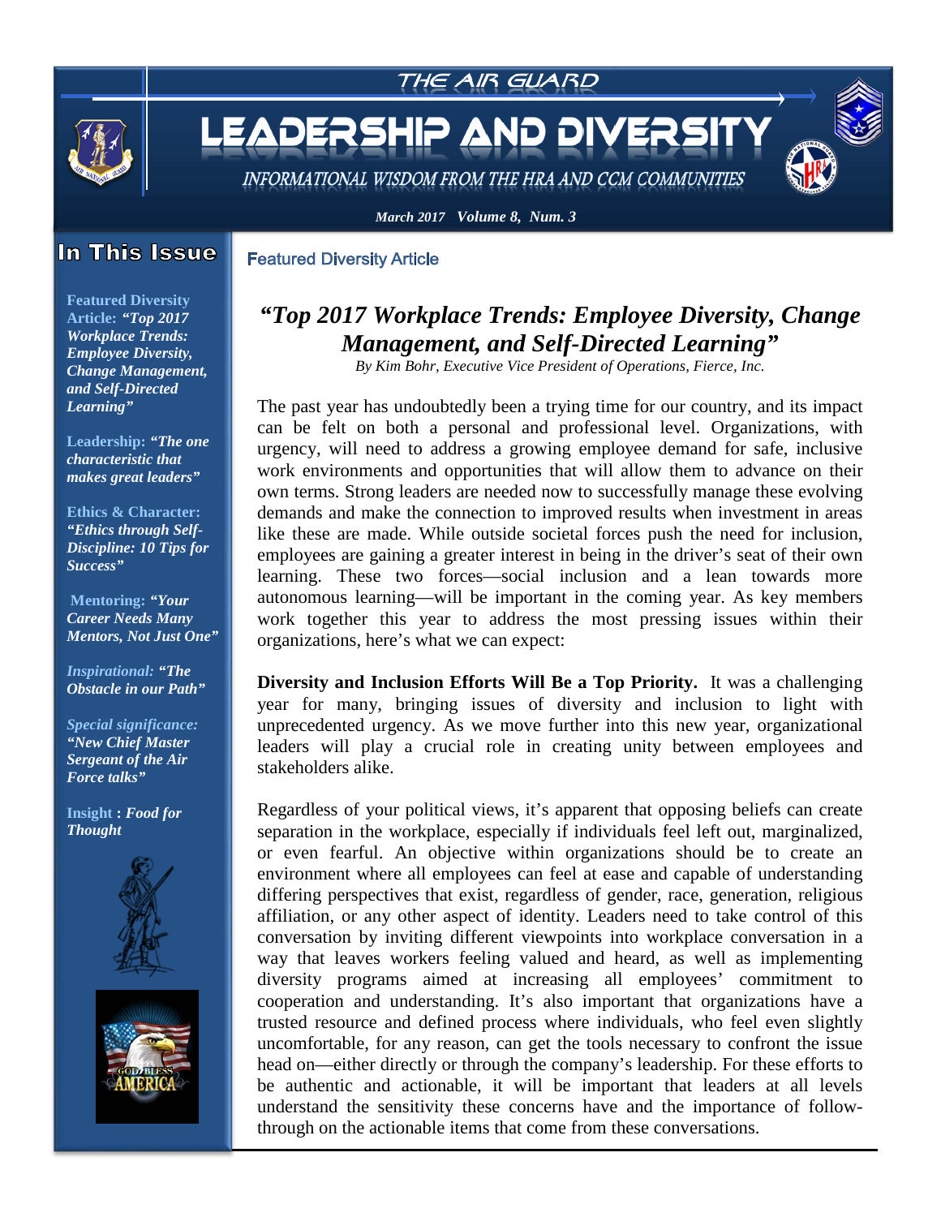# THE AIR GUARD

# LEADERSHIP AND DIVERSITY

*INFORMATIONAL WISDOM FROM THE HRA AND CCM COMMUNITIES*

***March 2017 Volume 8, Num. 3***

## In This Issue

**Featured Diversity Article:** ***"Top 2017 Workplace Trends: Employee Diversity, Change Management, and Self-Directed Learning"***

**Leadership:** ***"The one characteristic that makes great leaders"***

**Ethics & Character:** ***"Ethics through Self-Discipline: 10 Tips for Success"***

**Mentoring:** ***"Your Career Needs Many Mentors, Not Just One"***

***Inspirational:*** ***"The Obstacle in our Path"***

***Special significance:*** ***"New Chief Master Sergeant of the Air Force talks"***

**Insight** : ***Food for Thought***

Featured Diversity Article

## *"Top 2017 Workplace Trends: Employee Diversity, Change Management, and Self-Directed Learning"*

*By Kim Bohr, Executive Vice President of Operations, Fierce, Inc.*

The past year has undoubtedly been a trying time for our country, and its impact can be felt on both a personal and professional level. Organizations, with urgency, will need to address a growing employee demand for safe, inclusive work environments and opportunities that will allow them to advance on their own terms. Strong leaders are needed now to successfully manage these evolving demands and make the connection to improved results when investment in areas like these are made. While outside societal forces push the need for inclusion, employees are gaining a greater interest in being in the driver's seat of their own learning. These two forces—social inclusion and a lean towards more autonomous learning—will be important in the coming year. As key members work together this year to address the most pressing issues within their organizations, here's what we can expect:

**Diversity and Inclusion Efforts Will Be a Top Priority.** It was a challenging year for many, bringing issues of diversity and inclusion to light with unprecedented urgency. As we move further into this new year, organizational leaders will play a crucial role in creating unity between employees and stakeholders alike.

Regardless of your political views, it's apparent that opposing beliefs can create separation in the workplace, especially if individuals feel left out, marginalized, or even fearful. An objective within organizations should be to create an environment where all employees can feel at ease and capable of understanding differing perspectives that exist, regardless of gender, race, generation, religious affiliation, or any other aspect of identity. Leaders need to take control of this conversation by inviting different viewpoints into workplace conversation in a way that leaves workers feeling valued and heard, as well as implementing diversity programs aimed at increasing all employees' commitment to cooperation and understanding. It's also important that organizations have a trusted resource and defined process where individuals, who feel even slightly uncomfortable, for any reason, can get the tools necessary to confront the issue head on—either directly or through the company's leadership. For these efforts to be authentic and actionable, it will be important that leaders at all levels understand the sensitivity these concerns have and the importance of follow-through on the actionable items that come from these conversations.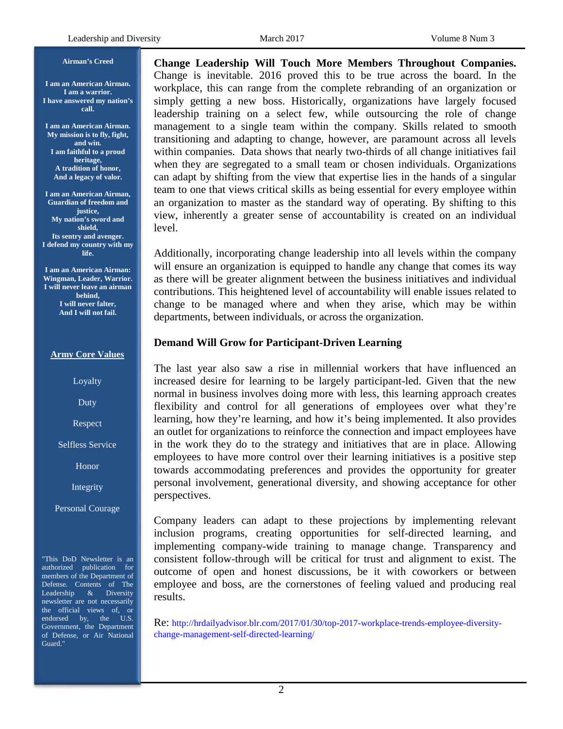## Change Leadership Will Touch More Members Throughout Companies.

Change is inevitable. 2016 proved this to be true across the board. In the workplace, this can range from the complete rebranding of an organization or simply getting a new boss. Historically, organizations have largely focused leadership training on a select few, while outsourcing the role of change management to a single team within the company. Skills related to smooth transitioning and adapting to change, however, are paramount across all levels within companies. Data shows that nearly two-thirds of all change initiatives fail when they are segregated to a small team or chosen individuals. Organizations can adapt by shifting from the view that expertise lies in the hands of a singular team to one that views critical skills as being essential for every employee within an organization to master as the standard way of operating. By shifting to this view, inherently a greater sense of accountability is created on an individual level.

Additionally, incorporating change leadership into all levels within the company will ensure an organization is equipped to handle any change that comes its way as there will be greater alignment between the business initiatives and individual contributions. This heightened level of accountability will enable issues related to change to be managed where and when they arise, which may be within departments, between individuals, or across the organization.

## Demand Will Grow for Participant-Driven Learning

The last year also saw a rise in millennial workers that have influenced an increased desire for learning to be largely participant-led. Given that the new normal in business involves doing more with less, this learning approach creates flexibility and control for all generations of employees over what they're learning, how they're learning, and how it's being implemented. It also provides an outlet for organizations to reinforce the connection and impact employees have in the work they do to the strategy and initiatives that are in place. Allowing employees to have more control over their learning initiatives is a positive step towards accommodating preferences and provides the opportunity for greater personal involvement, generational diversity, and showing acceptance for other perspectives.

Company leaders can adapt to these projections by implementing relevant inclusion programs, creating opportunities for self-directed learning, and implementing company-wide training to manage change. Transparency and consistent follow-through will be critical for trust and alignment to exist. The outcome of open and honest discussions, be it with coworkers or between employee and boss, are the cornerstones of feeling valued and producing real results.

Re: http://hrdailyadvisor.blr.com/2017/01/30/top-2017-workplace-trends-employee-diversity-change-management-self-directed-learning/

---

**Airman's Creed**

**I am an American Airman.**
**I am a warrior.**
**I have answered my nation's call.**

**I am an American Airman.**
**My mission is to fly, fight, and win.**
**I am faithful to a proud heritage,**
**A tradition of honor,**
**And a legacy of valor.**

**I am an American Airman,**
**Guardian of freedom and justice,**
**My nation's sword and shield,**
**Its sentry and avenger.**
**I defend my country with my life.**

**I am an American Airman:**
**Wingman, Leader, Warrior.**
**I will never leave an airman behind,**
**I will never falter,**
**And I will not fail.**

**Army Core Values**

Loyalty

Duty

Respect

Selfless Service

Honor

Integrity

Personal Courage

"This DoD Newsletter is an authorized publication for members of the Department of Defense. Contents of The Leadership & Diversity newsletter are not necessarily the official views of, or endorsed by, the U.S. Government, the Department of Defense, or Air National Guard."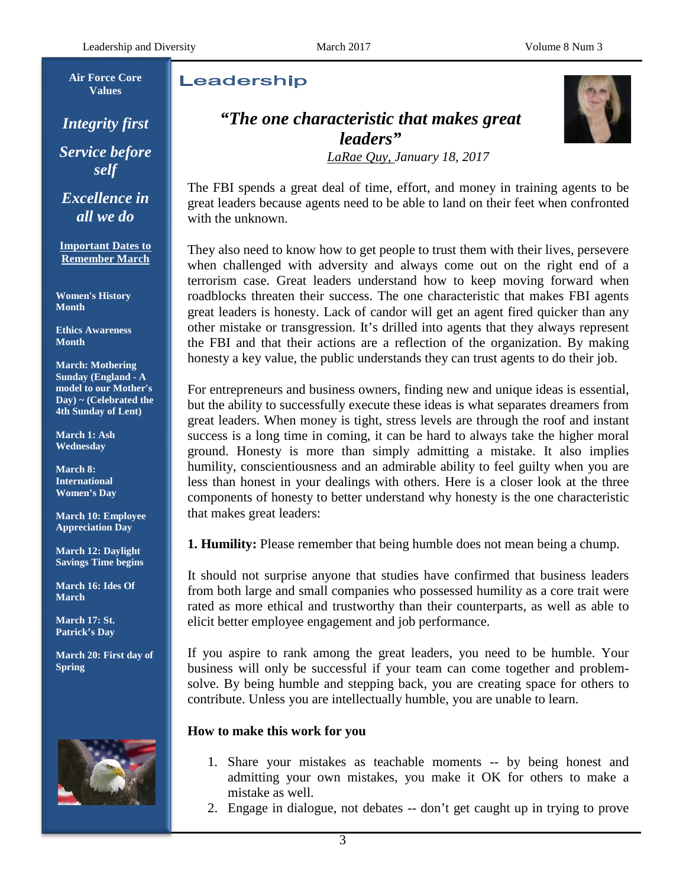**Air Force Core Values**

***Integrity first***

***Service before self***

***Excellence in all we do***

**Important Dates to Remember March**

**Women's History Month**

**Ethics Awareness Month**

**March: Mothering Sunday (England - A model to our Mother's Day) ~ (Celebrated the 4th Sunday of Lent)**

**March 1: Ash Wednesday**

**March 8: International Women's Day**

**March 10: Employee Appreciation Day**

**March 12: Daylight Savings Time begins**

**March 16: Ides Of March**

**March 17: St. Patrick's Day**

**March 20: First day of Spring**

# Leadership

## *"The one characteristic that makes great leaders"*

*LaRae Quy, January 18, 2017*

The FBI spends a great deal of time, effort, and money in training agents to be great leaders because agents need to be able to land on their feet when confronted with the unknown.

They also need to know how to get people to trust them with their lives, persevere when challenged with adversity and always come out on the right end of a terrorism case. Great leaders understand how to keep moving forward when roadblocks threaten their success. The one characteristic that makes FBI agents great leaders is honesty. Lack of candor will get an agent fired quicker than any other mistake or transgression. It's drilled into agents that they always represent the FBI and that their actions are a reflection of the organization. By making honesty a key value, the public understands they can trust agents to do their job.

For entrepreneurs and business owners, finding new and unique ideas is essential, but the ability to successfully execute these ideas is what separates dreamers from great leaders. When money is tight, stress levels are through the roof and instant success is a long time in coming, it can be hard to always take the higher moral ground. Honesty is more than simply admitting a mistake. It also implies humility, conscientiousness and an admirable ability to feel guilty when you are less than honest in your dealings with others. Here is a closer look at the three components of honesty to better understand why honesty is the one characteristic that makes great leaders:

**1. Humility:** Please remember that being humble does not mean being a chump.

It should not surprise anyone that studies have confirmed that business leaders from both large and small companies who possessed humility as a core trait were rated as more ethical and trustworthy than their counterparts, as well as able to elicit better employee engagement and job performance.

If you aspire to rank among the great leaders, you need to be humble. Your business will only be successful if your team can come together and problem-solve. By being humble and stepping back, you are creating space for others to contribute. Unless you are intellectually humble, you are unable to learn.

**How to make this work for you**

1. Share your mistakes as teachable moments -- by being honest and admitting your own mistakes, you make it OK for others to make a mistake as well.
2. Engage in dialogue, not debates -- don't get caught up in trying to prove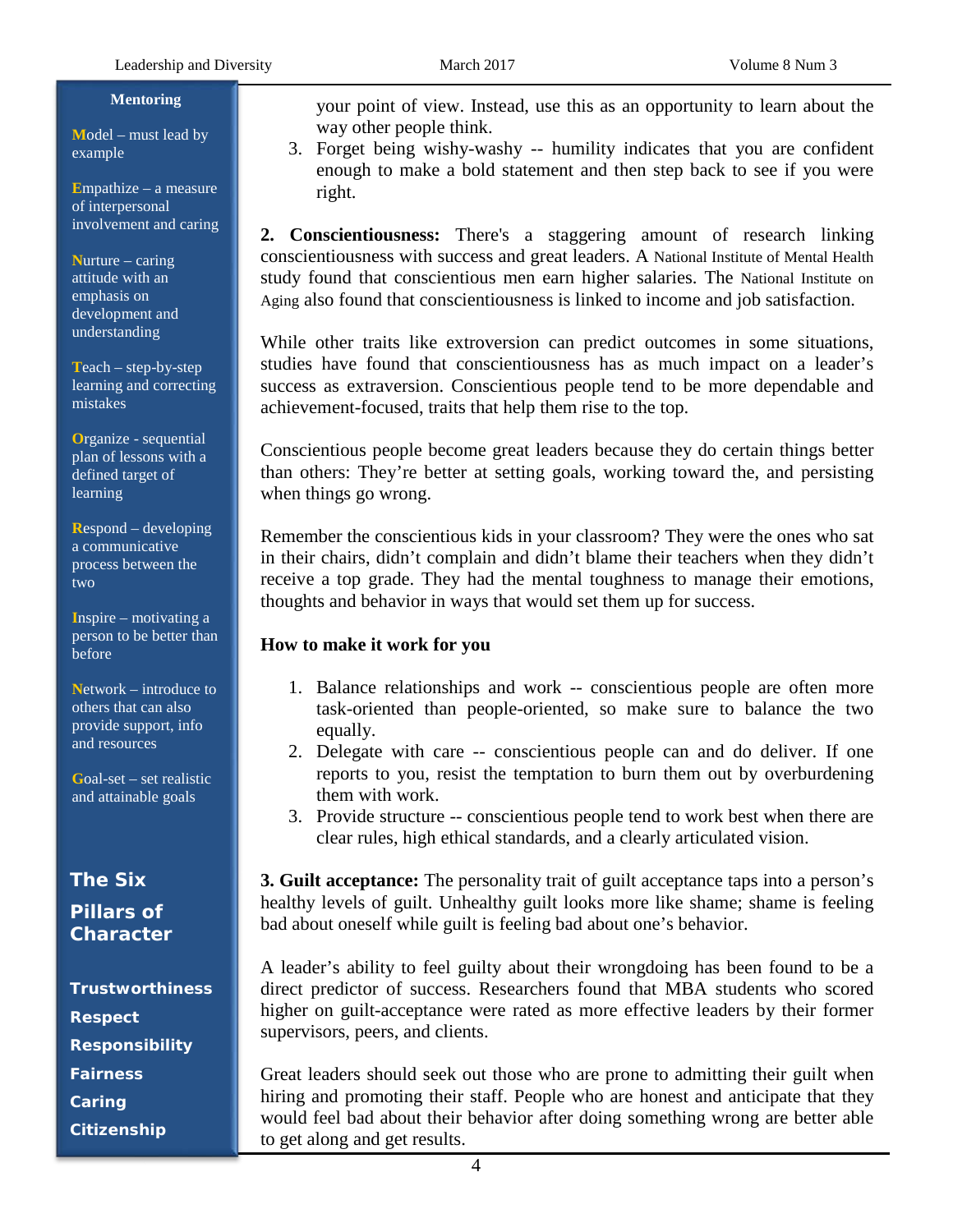**Mentoring**

**M**odel – must lead by example

**E**mpathize – a measure of interpersonal involvement and caring

**N**urture – caring attitude with an emphasis on development and understanding

**T**each – step-by-step learning and correcting mistakes

**O**rganize - sequential plan of lessons with a defined target of learning

**R**espond – developing a communicative process between the two

**I**nspire – motivating a person to be better than before

**N**etwork – introduce to others that can also provide support, info and resources

**G**oal-set – set realistic and attainable goals

## The Six Pillars of Character

**Trustworthiness**
**Respect**
**Responsibility**
**Fairness**
**Caring**
**Citizenship**

your point of view. Instead, use this as an opportunity to learn about the way other people think.

3. Forget being wishy-washy -- humility indicates that you are confident enough to make a bold statement and then step back to see if you were right.

**2. Conscientiousness:** There's a staggering amount of research linking conscientiousness with success and great leaders. A National Institute of Mental Health study found that conscientious men earn higher salaries. The National Institute on Aging also found that conscientiousness is linked to income and job satisfaction.

While other traits like extroversion can predict outcomes in some situations, studies have found that conscientiousness has as much impact on a leader's success as extraversion. Conscientious people tend to be more dependable and achievement-focused, traits that help them rise to the top.

Conscientious people become great leaders because they do certain things better than others: They're better at setting goals, working toward the, and persisting when things go wrong.

Remember the conscientious kids in your classroom? They were the ones who sat in their chairs, didn't complain and didn't blame their teachers when they didn't receive a top grade. They had the mental toughness to manage their emotions, thoughts and behavior in ways that would set them up for success.

**How to make it work for you**

1. Balance relationships and work -- conscientious people are often more task-oriented than people-oriented, so make sure to balance the two equally.
2. Delegate with care -- conscientious people can and do deliver. If one reports to you, resist the temptation to burn them out by overburdening them with work.
3. Provide structure -- conscientious people tend to work best when there are clear rules, high ethical standards, and a clearly articulated vision.

**3. Guilt acceptance:** The personality trait of guilt acceptance taps into a person's healthy levels of guilt. Unhealthy guilt looks more like shame; shame is feeling bad about oneself while guilt is feeling bad about one's behavior.

A leader's ability to feel guilty about their wrongdoing has been found to be a direct predictor of success. Researchers found that MBA students who scored higher on guilt-acceptance were rated as more effective leaders by their former supervisors, peers, and clients.

Great leaders should seek out those who are prone to admitting their guilt when hiring and promoting their staff. People who are honest and anticipate that they would feel bad about their behavior after doing something wrong are better able to get along and get results.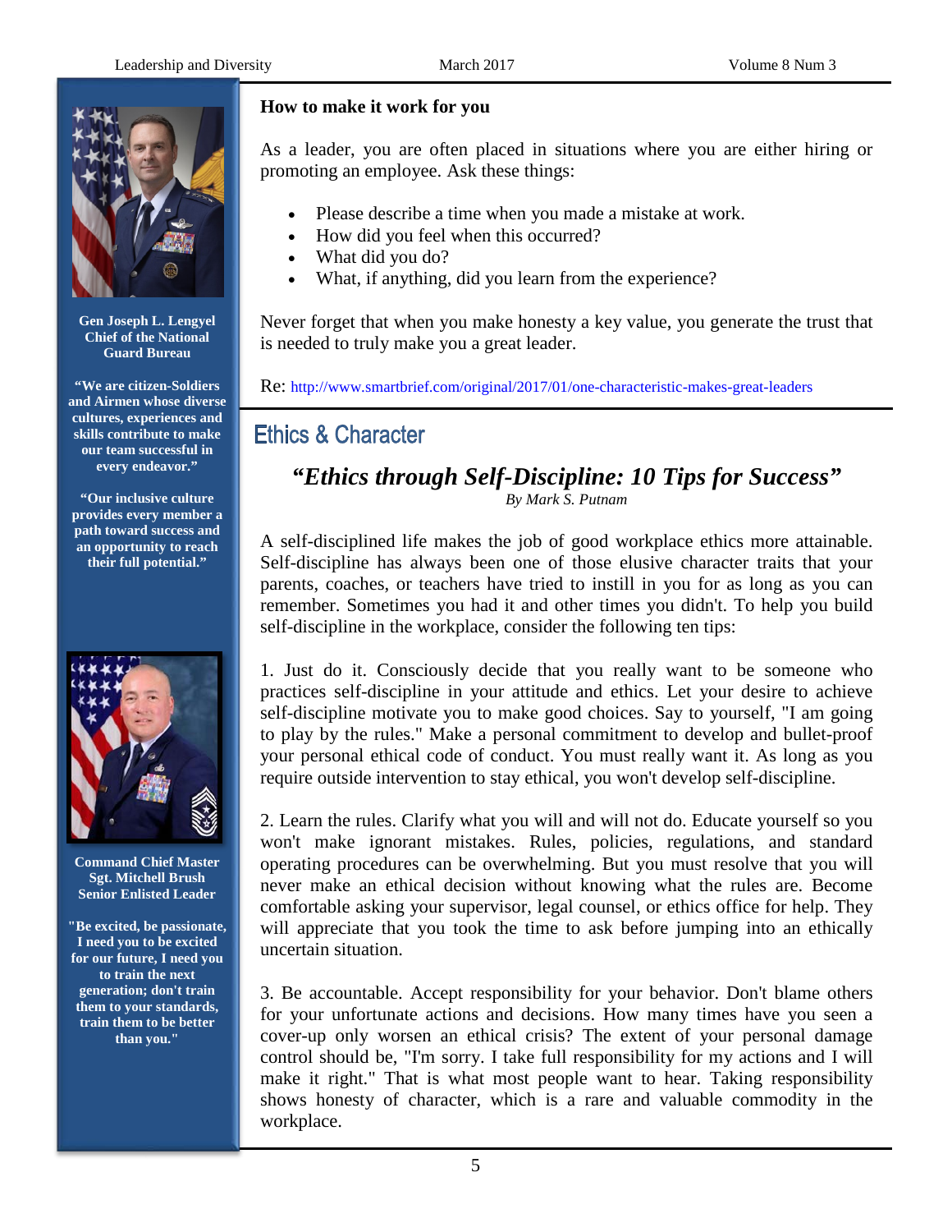**Gen Joseph L. Lengyel**
**Chief of the National Guard Bureau**

**"We are citizen-Soldiers and Airmen whose diverse cultures, experiences and skills contribute to make our team successful in every endeavor."**

**"Our inclusive culture provides every member a path toward success and an opportunity to reach their full potential."**

**Command Chief Master Sgt. Mitchell Brush**
**Senior Enlisted Leader**

**"Be excited, be passionate, I need you to be excited for our future, I need you to train the next generation; don't train them to your standards, train them to be better than you."**

**How to make it work for you**

As a leader, you are often placed in situations where you are either hiring or promoting an employee. Ask these things:

- Please describe a time when you made a mistake at work.
- How did you feel when this occurred?
- What did you do?
- What, if anything, did you learn from the experience?

Never forget that when you make honesty a key value, you generate the trust that is needed to truly make you a great leader.

Re: http://www.smartbrief.com/original/2017/01/one-characteristic-makes-great-leaders

## Ethics & Character

### *"Ethics through Self-Discipline: 10 Tips for Success"*

*By Mark S. Putnam*

A self-disciplined life makes the job of good workplace ethics more attainable. Self-discipline has always been one of those elusive character traits that your parents, coaches, or teachers have tried to instill in you for as long as you can remember. Sometimes you had it and other times you didn't. To help you build self-discipline in the workplace, consider the following ten tips:

1. Just do it. Consciously decide that you really want to be someone who practices self-discipline in your attitude and ethics. Let your desire to achieve self-discipline motivate you to make good choices. Say to yourself, "I am going to play by the rules." Make a personal commitment to develop and bullet-proof your personal ethical code of conduct. You must really want it. As long as you require outside intervention to stay ethical, you won't develop self-discipline.

2. Learn the rules. Clarify what you will and will not do. Educate yourself so you won't make ignorant mistakes. Rules, policies, regulations, and standard operating procedures can be overwhelming. But you must resolve that you will never make an ethical decision without knowing what the rules are. Become comfortable asking your supervisor, legal counsel, or ethics office for help. They will appreciate that you took the time to ask before jumping into an ethically uncertain situation.

3. Be accountable. Accept responsibility for your behavior. Don't blame others for your unfortunate actions and decisions. How many times have you seen a cover-up only worsen an ethical crisis? The extent of your personal damage control should be, "I'm sorry. I take full responsibility for my actions and I will make it right." That is what most people want to hear. Taking responsibility shows honesty of character, which is a rare and valuable commodity in the workplace.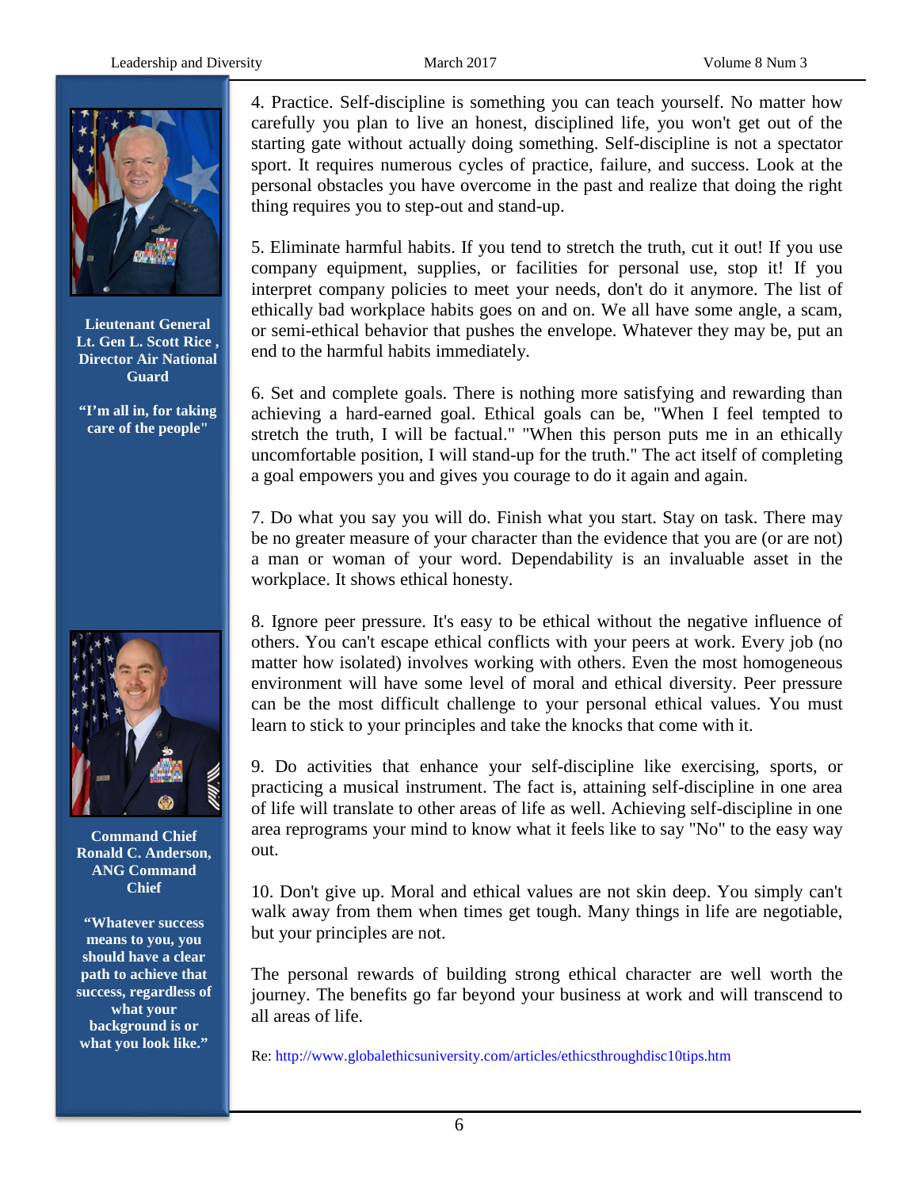4. Practice. Self-discipline is something you can teach yourself. No matter how carefully you plan to live an honest, disciplined life, you won't get out of the starting gate without actually doing something. Self-discipline is not a spectator sport. It requires numerous cycles of practice, failure, and success. Look at the personal obstacles you have overcome in the past and realize that doing the right thing requires you to step-out and stand-up.

5. Eliminate harmful habits. If you tend to stretch the truth, cut it out! If you use company equipment, supplies, or facilities for personal use, stop it! If you interpret company policies to meet your needs, don't do it anymore. The list of ethically bad workplace habits goes on and on. We all have some angle, a scam, or semi-ethical behavior that pushes the envelope. Whatever they may be, put an end to the harmful habits immediately.

6. Set and complete goals. There is nothing more satisfying and rewarding than achieving a hard-earned goal. Ethical goals can be, "When I feel tempted to stretch the truth, I will be factual." "When this person puts me in an ethically uncomfortable position, I will stand-up for the truth." The act itself of completing a goal empowers you and gives you courage to do it again and again.

7. Do what you say you will do. Finish what you start. Stay on task. There may be no greater measure of your character than the evidence that you are (or are not) a man or woman of your word. Dependability is an invaluable asset in the workplace. It shows ethical honesty.

8. Ignore peer pressure. It's easy to be ethical without the negative influence of others. You can't escape ethical conflicts with your peers at work. Every job (no matter how isolated) involves working with others. Even the most homogeneous environment will have some level of moral and ethical diversity. Peer pressure can be the most difficult challenge to your personal ethical values. You must learn to stick to your principles and take the knocks that come with it.

9. Do activities that enhance your self-discipline like exercising, sports, or practicing a musical instrument. The fact is, attaining self-discipline in one area of life will translate to other areas of life as well. Achieving self-discipline in one area reprograms your mind to know what it feels like to say "No" to the easy way out.

10. Don't give up. Moral and ethical values are not skin deep. You simply can't walk away from them when times get tough. Many things in life are negotiable, but your principles are not.

The personal rewards of building strong ethical character are well worth the journey. The benefits go far beyond your business at work and will transcend to all areas of life.

Re: http://www.globalethicsuniversity.com/articles/ethicsthroughdisc10tips.htm

**Lieutenant General Lt. Gen L. Scott Rice , Director Air National Guard**

**"I'm all in, for taking care of the people"**

**Command Chief Ronald C. Anderson, ANG Command Chief**

**"Whatever success means to you, you should have a clear path to achieve that success, regardless of what your background is or what you look like."**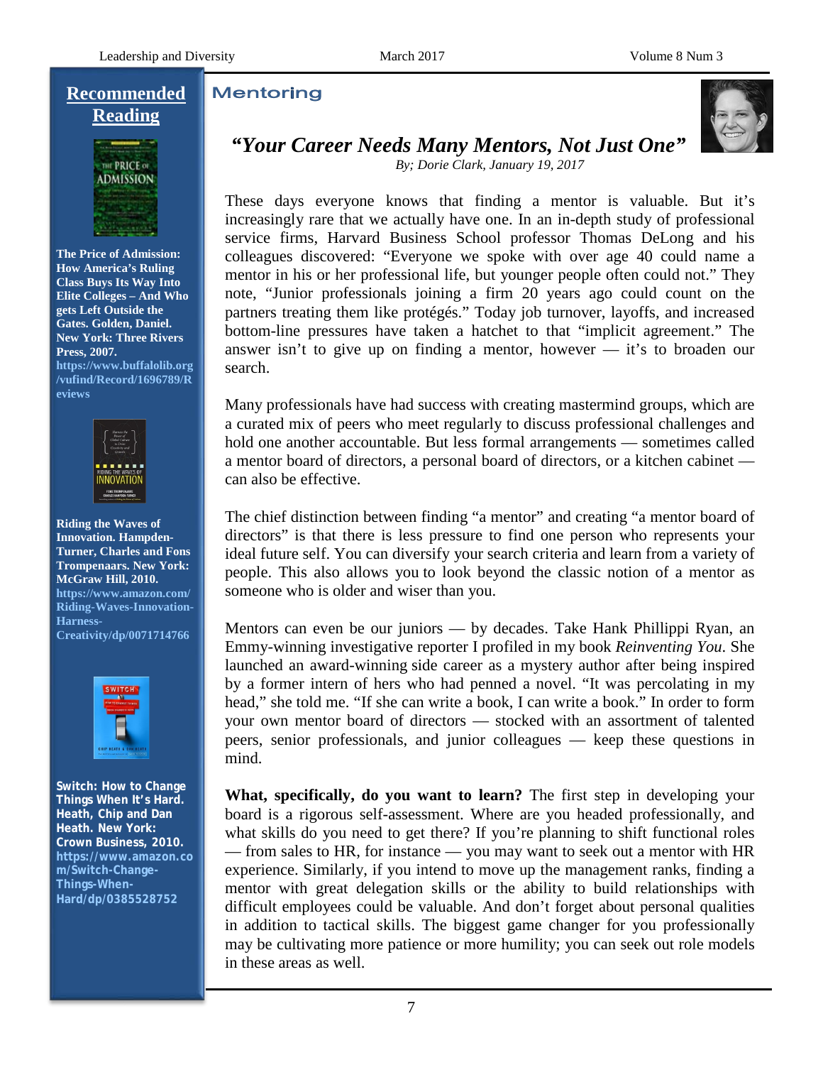## Recommended Reading

**The Price of Admission: How America's Ruling Class Buys Its Way Into Elite Colleges – And Who gets Left Outside the Gates. Golden, Daniel. New York: Three Rivers Press, 2007.**
**https://www.buffalolib.org/vufind/Record/1696789/Reviews**

**Riding the Waves of Innovation. Hampden-Turner, Charles and Fons Trompenaars. New York: McGraw Hill, 2010.**
**https://www.amazon.com/Riding-Waves-Innovation-Harness-Creativity/dp/0071714766**

**Switch: How to Change Things When It's Hard. Heath, Chip and Dan Heath. New York: Crown Business, 2010.**
**https://www.amazon.com/Switch-Change-Things-When-Hard/dp/0385528752**

## Mentoring

### *"Your Career Needs Many Mentors, Not Just One"*

*By; Dorie Clark, January 19, 2017*

These days everyone knows that finding a mentor is valuable. But it's increasingly rare that we actually have one. In an in-depth study of professional service firms, Harvard Business School professor Thomas DeLong and his colleagues discovered: "Everyone we spoke with over age 40 could name a mentor in his or her professional life, but younger people often could not." They note, "Junior professionals joining a firm 20 years ago could count on the partners treating them like protégés." Today job turnover, layoffs, and increased bottom-line pressures have taken a hatchet to that "implicit agreement." The answer isn't to give up on finding a mentor, however — it's to broaden our search.

Many professionals have had success with creating mastermind groups, which are a curated mix of peers who meet regularly to discuss professional challenges and hold one another accountable. But less formal arrangements — sometimes called a mentor board of directors, a personal board of directors, or a kitchen cabinet — can also be effective.

The chief distinction between finding "a mentor" and creating "a mentor board of directors" is that there is less pressure to find one person who represents your ideal future self. You can diversify your search criteria and learn from a variety of people. This also allows you to look beyond the classic notion of a mentor as someone who is older and wiser than you.

Mentors can even be our juniors — by decades. Take Hank Phillippi Ryan, an Emmy-winning investigative reporter I profiled in my book *Reinventing You*. She launched an award-winning side career as a mystery author after being inspired by a former intern of hers who had penned a novel. "It was percolating in my head," she told me. "If she can write a book, I can write a book." In order to form your own mentor board of directors — stocked with an assortment of talented peers, senior professionals, and junior colleagues — keep these questions in mind.

**What, specifically, do you want to learn?** The first step in developing your board is a rigorous self-assessment. Where are you headed professionally, and what skills do you need to get there? If you're planning to shift functional roles — from sales to HR, for instance — you may want to seek out a mentor with HR experience. Similarly, if you intend to move up the management ranks, finding a mentor with great delegation skills or the ability to build relationships with difficult employees could be valuable. And don't forget about personal qualities in addition to tactical skills. The biggest game changer for you professionally may be cultivating more patience or more humility; you can seek out role models in these areas as well.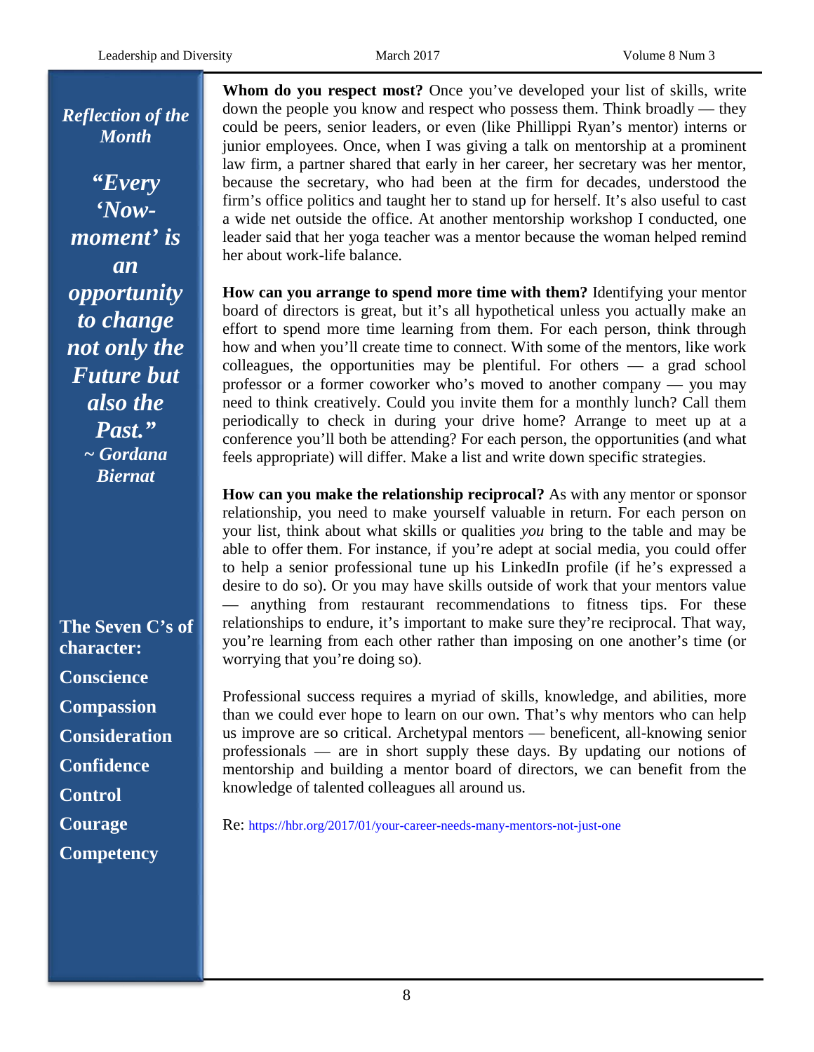*Reflection of the Month*

***"Every 'Now-moment' is an opportunity to change not only the Future but also the Past."***
***~ Gordana Biernat***

**The Seven C's of character:**

**Conscience**

**Compassion**

**Consideration**

**Confidence**

**Control**

**Courage**

**Competency**

**Whom do you respect most?** Once you've developed your list of skills, write down the people you know and respect who possess them. Think broadly — they could be peers, senior leaders, or even (like Phillippi Ryan's mentor) interns or junior employees. Once, when I was giving a talk on mentorship at a prominent law firm, a partner shared that early in her career, her secretary was her mentor, because the secretary, who had been at the firm for decades, understood the firm's office politics and taught her to stand up for herself. It's also useful to cast a wide net outside the office. At another mentorship workshop I conducted, one leader said that her yoga teacher was a mentor because the woman helped remind her about work-life balance.

**How can you arrange to spend more time with them?** Identifying your mentor board of directors is great, but it's all hypothetical unless you actually make an effort to spend more time learning from them. For each person, think through how and when you'll create time to connect. With some of the mentors, like work colleagues, the opportunities may be plentiful. For others — a grad school professor or a former coworker who's moved to another company — you may need to think creatively. Could you invite them for a monthly lunch? Call them periodically to check in during your drive home? Arrange to meet up at a conference you'll both be attending? For each person, the opportunities (and what feels appropriate) will differ. Make a list and write down specific strategies.

**How can you make the relationship reciprocal?** As with any mentor or sponsor relationship, you need to make yourself valuable in return. For each person on your list, think about what skills or qualities *you* bring to the table and may be able to offer them. For instance, if you're adept at social media, you could offer to help a senior professional tune up his LinkedIn profile (if he's expressed a desire to do so). Or you may have skills outside of work that your mentors value — anything from restaurant recommendations to fitness tips. For these relationships to endure, it's important to make sure they're reciprocal. That way, you're learning from each other rather than imposing on one another's time (or worrying that you're doing so).

Professional success requires a myriad of skills, knowledge, and abilities, more than we could ever hope to learn on our own. That's why mentors who can help us improve are so critical. Archetypal mentors — beneficent, all-knowing senior professionals — are in short supply these days. By updating our notions of mentorship and building a mentor board of directors, we can benefit from the knowledge of talented colleagues all around us.

Re: https://hbr.org/2017/01/your-career-needs-many-mentors-not-just-one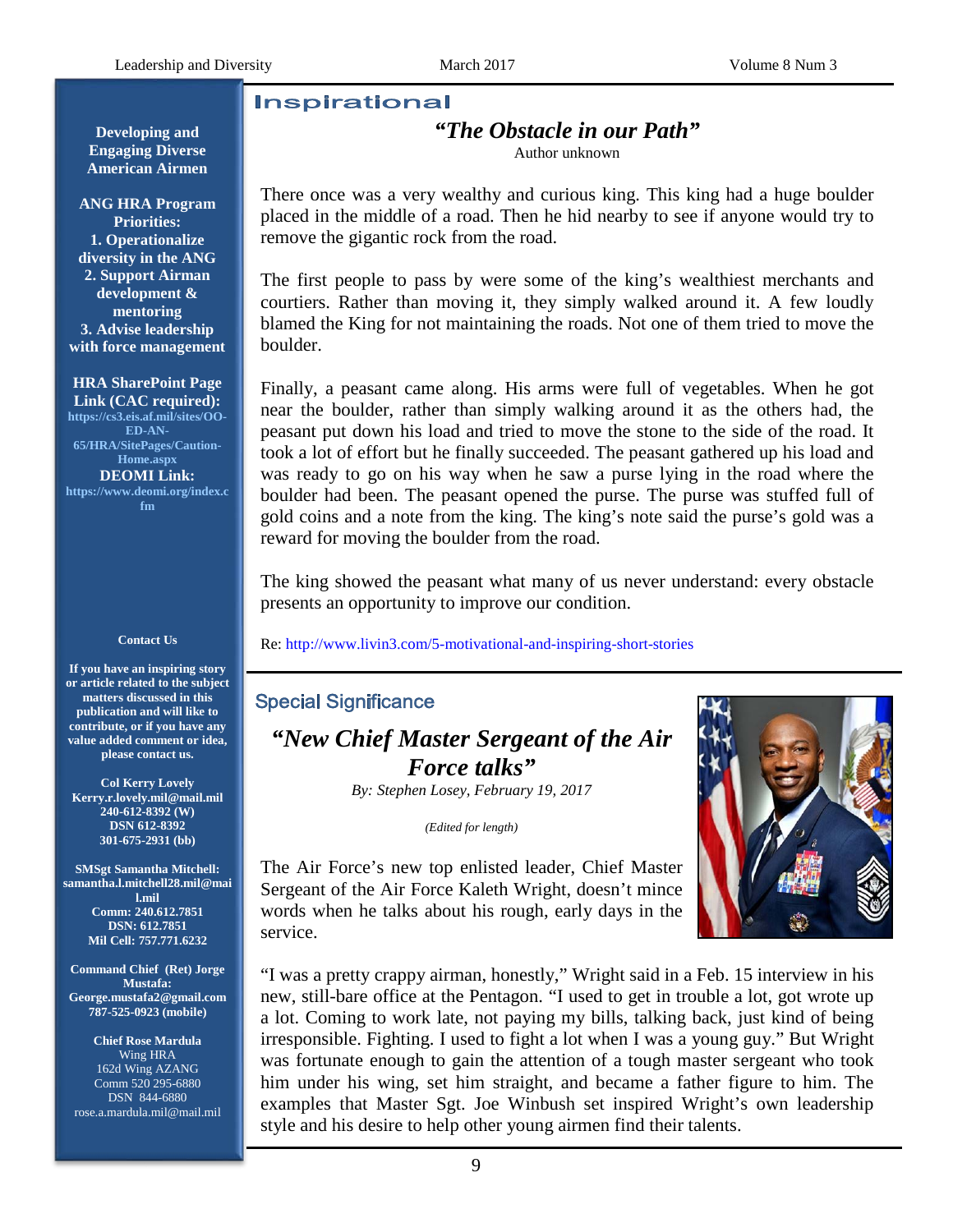Developing and Engaging Diverse American Airmen

**ANG HRA Program Priorities:**
1. Operationalize diversity in the ANG
2. Support Airman development & mentoring
3. Advise leadership with force management

**HRA SharePoint Page Link (CAC required):** https://cs3.eis.af.mil/sites/OO-ED-AN-65/HRA/SitePages/Caution-Home.aspx

**DEOMI Link:** https://www.deomi.org/index.cfm

**Contact Us**

If you have an inspiring story or article related to the subject matters discussed in this publication and will like to contribute, or if you have any value added comment or idea, please contact us.

**Col Kerry Lovely**
Kerry.r.lovely.mil@mail.mil
240-612-8392 (W)
DSN 612-8392
301-675-2931 (bb)

**SMSgt Samantha Mitchell:**
samantha.l.mitchell28.mil@mail.mil
Comm: 240.612.7851
DSN: 612.7851
Mil Cell: 757.771.6232

**Command Chief (Ret) Jorge Mustafa:**
George.mustafa2@gmail.com
787-525-0923 (mobile)

**Chief Rose Mardula**
Wing HRA
162d Wing AZANG
Comm 520 295-6880
DSN 844-6880
rose.a.mardula.mil@mail.mil

## Inspirational

### *"The Obstacle in our Path"*

Author unknown

There once was a very wealthy and curious king. This king had a huge boulder placed in the middle of a road. Then he hid nearby to see if anyone would try to remove the gigantic rock from the road.

The first people to pass by were some of the king's wealthiest merchants and courtiers. Rather than moving it, they simply walked around it. A few loudly blamed the King for not maintaining the roads. Not one of them tried to move the boulder.

Finally, a peasant came along. His arms were full of vegetables. When he got near the boulder, rather than simply walking around it as the others had, the peasant put down his load and tried to move the stone to the side of the road. It took a lot of effort but he finally succeeded. The peasant gathered up his load and was ready to go on his way when he saw a purse lying in the road where the boulder had been. The peasant opened the purse. The purse was stuffed full of gold coins and a note from the king. The king's note said the purse's gold was a reward for moving the boulder from the road.

The king showed the peasant what many of us never understand: every obstacle presents an opportunity to improve our condition.

Re: http://www.livin3.com/5-motivational-and-inspiring-short-stories

## Special Significance

### *"New Chief Master Sergeant of the Air Force talks"*

*By: Stephen Losey, February 19, 2017*

*(Edited for length)*

The Air Force's new top enlisted leader, Chief Master Sergeant of the Air Force Kaleth Wright, doesn't mince words when he talks about his rough, early days in the service.

"I was a pretty crappy airman, honestly," Wright said in a Feb. 15 interview in his new, still-bare office at the Pentagon. "I used to get in trouble a lot, got wrote up a lot. Coming to work late, not paying my bills, talking back, just kind of being irresponsible. Fighting. I used to fight a lot when I was a young guy." But Wright was fortunate enough to gain the attention of a tough master sergeant who took him under his wing, set him straight, and became a father figure to him. The examples that Master Sgt. Joe Winbush set inspired Wright's own leadership style and his desire to help other young airmen find their talents.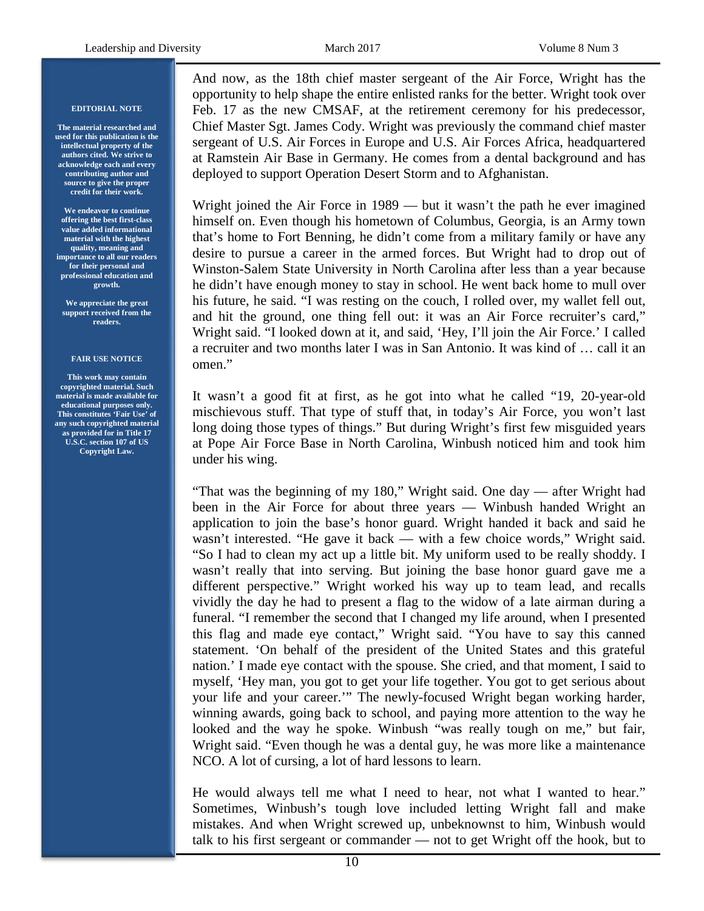**EDITORIAL NOTE**

**The material researched and used for this publication is the intellectual property of the authors cited. We strive to acknowledge each and every contributing author and source to give the proper credit for their work.**

**We endeavor to continue offering the best first-class value added informational material with the highest quality, meaning and importance to all our readers for their personal and professional education and growth.**

**We appreciate the great support received from the readers.**

**FAIR USE NOTICE**

**This work may contain copyrighted material. Such material is made available for educational purposes only. This constitutes 'Fair Use' of any such copyrighted material as provided for in Title 17 U.S.C. section 107 of US Copyright Law.**

And now, as the 18th chief master sergeant of the Air Force, Wright has the opportunity to help shape the entire enlisted ranks for the better. Wright took over Feb. 17 as the new CMSAF, at the retirement ceremony for his predecessor, Chief Master Sgt. James Cody. Wright was previously the command chief master sergeant of U.S. Air Forces in Europe and U.S. Air Forces Africa, headquartered at Ramstein Air Base in Germany. He comes from a dental background and has deployed to support Operation Desert Storm and to Afghanistan.

Wright joined the Air Force in 1989 — but it wasn't the path he ever imagined himself on. Even though his hometown of Columbus, Georgia, is an Army town that's home to Fort Benning, he didn't come from a military family or have any desire to pursue a career in the armed forces. But Wright had to drop out of Winston-Salem State University in North Carolina after less than a year because he didn't have enough money to stay in school. He went back home to mull over his future, he said. "I was resting on the couch, I rolled over, my wallet fell out, and hit the ground, one thing fell out: it was an Air Force recruiter's card," Wright said. "I looked down at it, and said, 'Hey, I'll join the Air Force.' I called a recruiter and two months later I was in San Antonio. It was kind of … call it an omen."

It wasn't a good fit at first, as he got into what he called "19, 20-year-old mischievous stuff. That type of stuff that, in today's Air Force, you won't last long doing those types of things." But during Wright's first few misguided years at Pope Air Force Base in North Carolina, Winbush noticed him and took him under his wing.

"That was the beginning of my 180," Wright said. One day — after Wright had been in the Air Force for about three years — Winbush handed Wright an application to join the base's honor guard. Wright handed it back and said he wasn't interested. "He gave it back — with a few choice words," Wright said. "So I had to clean my act up a little bit. My uniform used to be really shoddy. I wasn't really that into serving. But joining the base honor guard gave me a different perspective." Wright worked his way up to team lead, and recalls vividly the day he had to present a flag to the widow of a late airman during a funeral. "I remember the second that I changed my life around, when I presented this flag and made eye contact," Wright said. "You have to say this canned statement. 'On behalf of the president of the United States and this grateful nation.' I made eye contact with the spouse. She cried, and that moment, I said to myself, 'Hey man, you got to get your life together. You got to get serious about your life and your career.'" The newly-focused Wright began working harder, winning awards, going back to school, and paying more attention to the way he looked and the way he spoke. Winbush "was really tough on me," but fair, Wright said. "Even though he was a dental guy, he was more like a maintenance NCO. A lot of cursing, a lot of hard lessons to learn.

He would always tell me what I need to hear, not what I wanted to hear." Sometimes, Winbush's tough love included letting Wright fall and make mistakes. And when Wright screwed up, unbeknownst to him, Winbush would talk to his first sergeant or commander — not to get Wright off the hook, but to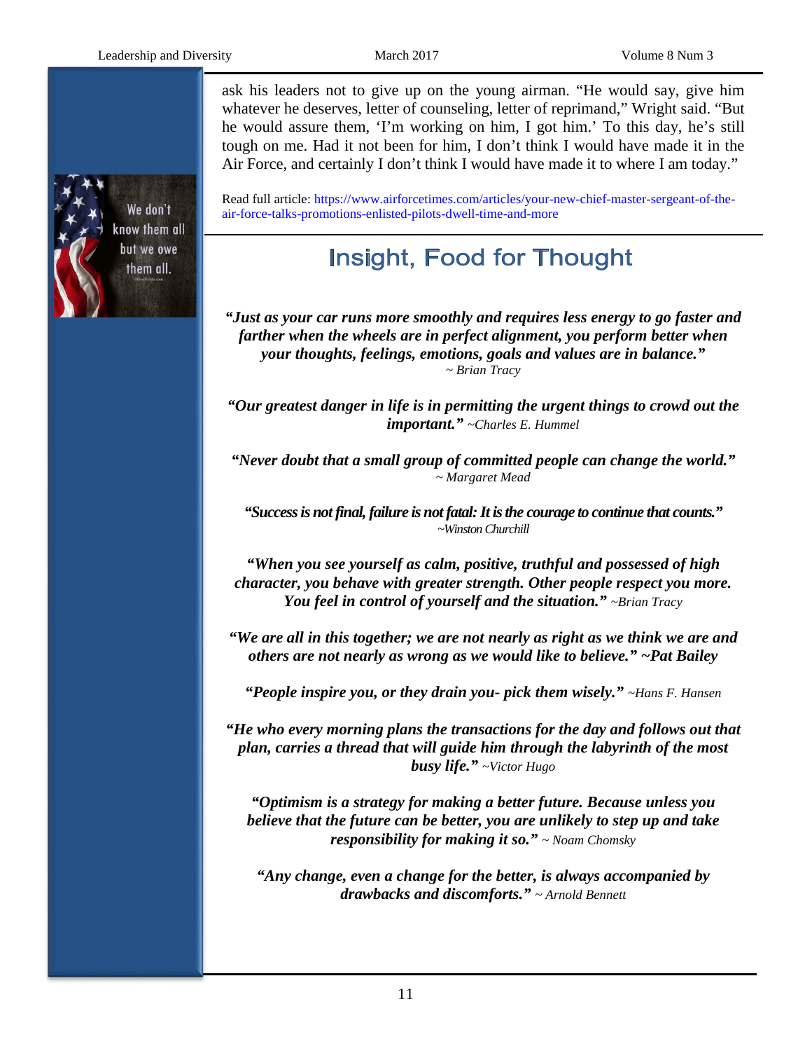ask his leaders not to give up on the young airman. "He would say, give him whatever he deserves, letter of counseling, letter of reprimand," Wright said. "But he would assure them, 'I'm working on him, I got him.' To this day, he's still tough on me. Had it not been for him, I don't think I would have made it in the Air Force, and certainly I don't think I would have made it to where I am today."

Read full article: https://www.airforcetimes.com/articles/your-new-chief-master-sergeant-of-the-air-force-talks-promotions-enlisted-pilots-dwell-time-and-more

We don't know them all but we owe them all.

## Insight, Food for Thought

***"Just as your car runs more smoothly and requires less energy to go faster and farther when the wheels are in perfect alignment, you perform better when your thoughts, feelings, emotions, goals and values are in balance."***
*~ Brian Tracy*

***"Our greatest danger in life is in permitting the urgent things to crowd out the important."*** *~Charles E. Hummel*

***"Never doubt that a small group of committed people can change the world."***
*~ Margaret Mead*

***"Success is not final, failure is not fatal: It is the courage to continue that counts."***
*~Winston Churchill*

***"When you see yourself as calm, positive, truthful and possessed of high character, you behave with greater strength. Other people respect you more. You feel in control of yourself and the situation."*** *~Brian Tracy*

***"We are all in this together; we are not nearly as right as we think we are and others are not nearly as wrong as we would like to believe." ~Pat Bailey***

***"People inspire you, or they drain you- pick them wisely."*** *~Hans F. Hansen*

***"He who every morning plans the transactions for the day and follows out that plan, carries a thread that will guide him through the labyrinth of the most busy life."*** *~Victor Hugo*

***"Optimism is a strategy for making a better future. Because unless you believe that the future can be better, you are unlikely to step up and take responsibility for making it so."*** *~ Noam Chomsky*

***"Any change, even a change for the better, is always accompanied by drawbacks and discomforts."*** *~ Arnold Bennett*